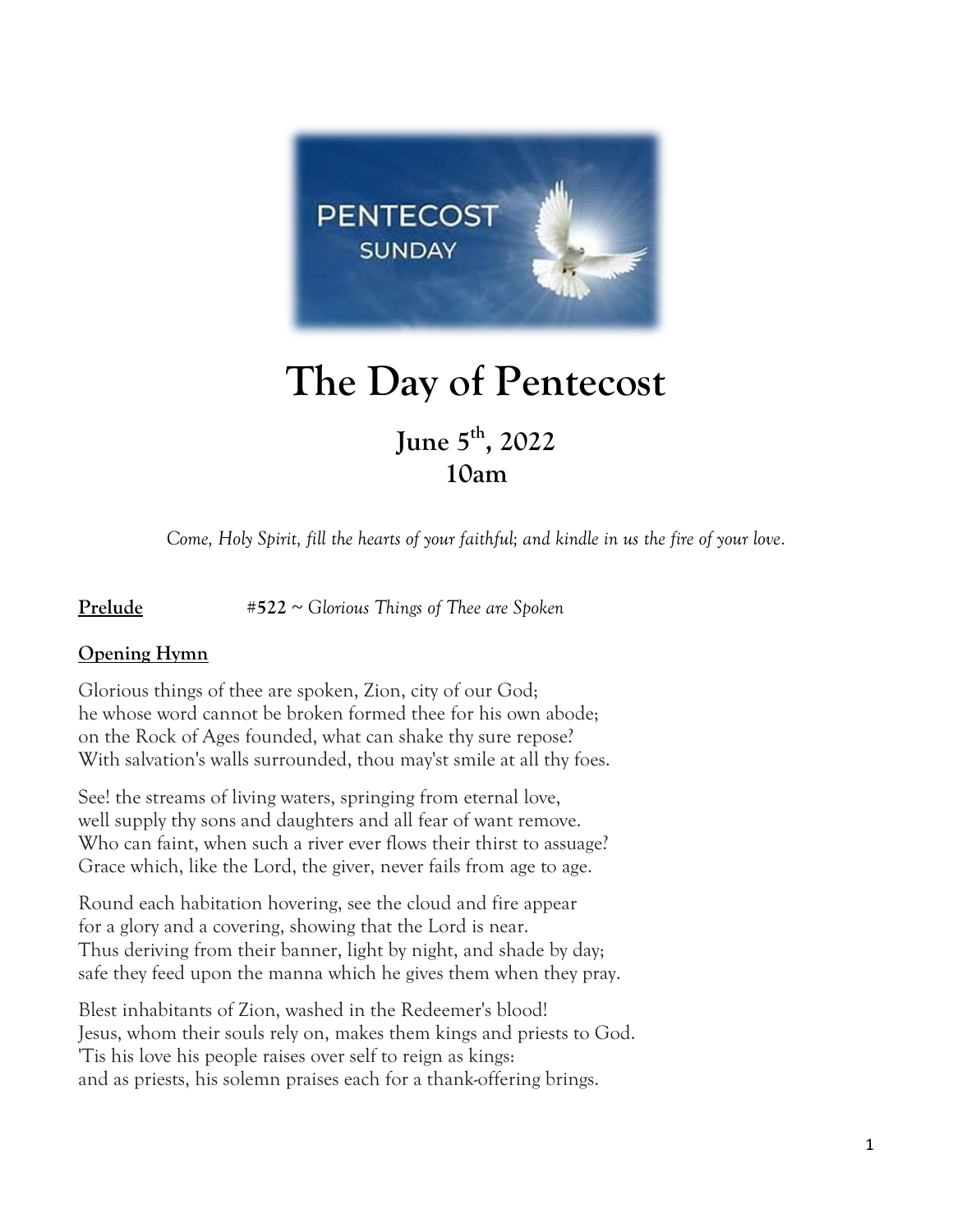# The Day of Pentecost

## June 5th, 2022
## 10am

*Come, Holy Spirit, fill the hearts of your faithful; and kindle in us the fire of your love.*

**Prelude** #**522** ~ *Glorious Things of Thee are Spoken*

**Opening Hymn**

Glorious things of thee are spoken, Zion, city of our God;
he whose word cannot be broken formed thee for his own abode;
on the Rock of Ages founded, what can shake thy sure repose?
With salvation's walls surrounded, thou may'st smile at all thy foes.

See! the streams of living waters, springing from eternal love,
well supply thy sons and daughters and all fear of want remove.
Who can faint, when such a river ever flows their thirst to assuage?
Grace which, like the Lord, the giver, never fails from age to age.

Round each habitation hovering, see the cloud and fire appear
for a glory and a covering, showing that the Lord is near.
Thus deriving from their banner, light by night, and shade by day;
safe they feed upon the manna which he gives them when they pray.

Blest inhabitants of Zion, washed in the Redeemer's blood!
Jesus, whom their souls rely on, makes them kings and priests to God.
'Tis his love his people raises over self to reign as kings:
and as priests, his solemn praises each for a thank-offering brings.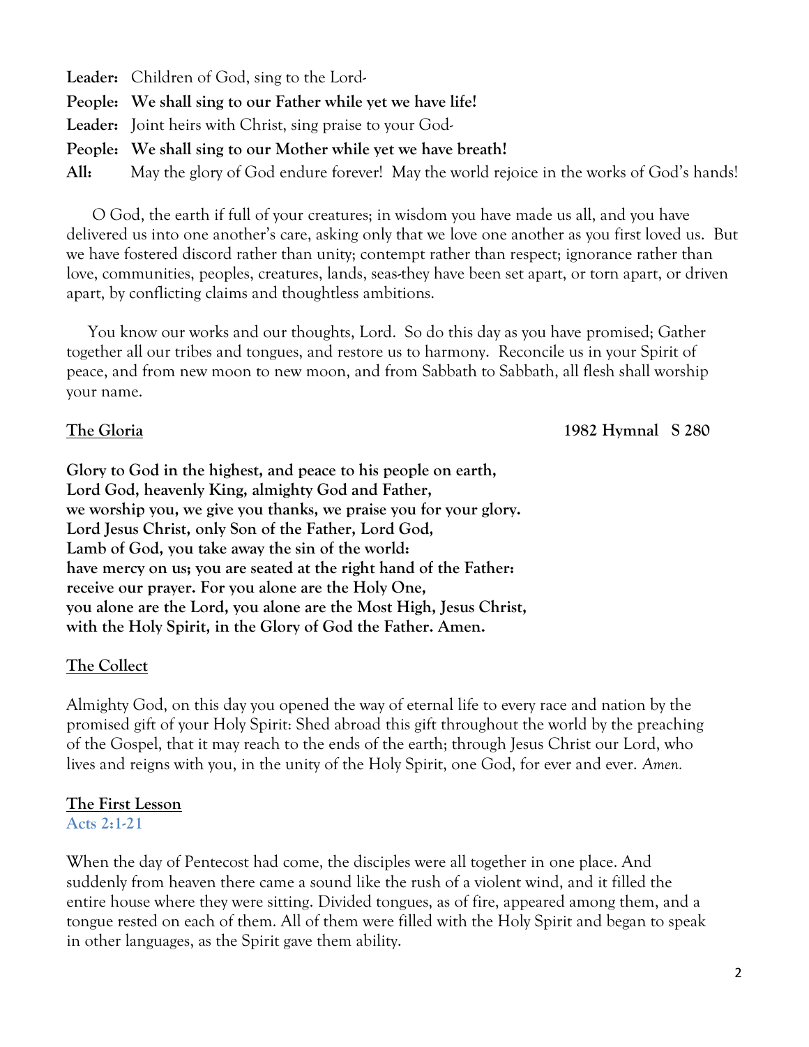**Leader:** Children of God, sing to the Lord-

**People:** **We shall sing to our Father while yet we have life!**

**Leader:** Joint heirs with Christ, sing praise to your God-

**People:** **We shall sing to our Mother while yet we have breath!**

**All:** May the glory of God endure forever! May the world rejoice in the works of God's hands!

O God, the earth if full of your creatures; in wisdom you have made us all, and you have delivered us into one another's care, asking only that we love one another as you first loved us. But we have fostered discord rather than unity; contempt rather than respect; ignorance rather than love, communities, peoples, creatures, lands, seas-they have been set apart, or torn apart, or driven apart, by conflicting claims and thoughtless ambitions.

You know our works and our thoughts, Lord. So do this day as you have promised; Gather together all our tribes and tongues, and restore us to harmony. Reconcile us in your Spirit of peace, and from new moon to new moon, and from Sabbath to Sabbath, all flesh shall worship your name.

**The Gloria** **1982 Hymnal S 280**

**Glory to God in the highest, and peace to his people on earth,**
**Lord God, heavenly King, almighty God and Father,**
**we worship you, we give you thanks, we praise you for your glory.**
**Lord Jesus Christ, only Son of the Father, Lord God,**
**Lamb of God, you take away the sin of the world:**
**have mercy on us; you are seated at the right hand of the Father:**
**receive our prayer. For you alone are the Holy One,**
**you alone are the Lord, you alone are the Most High, Jesus Christ,**
**with the Holy Spirit, in the Glory of God the Father. Amen.**

**The Collect**

Almighty God, on this day you opened the way of eternal life to every race and nation by the promised gift of your Holy Spirit: Shed abroad this gift throughout the world by the preaching of the Gospel, that it may reach to the ends of the earth; through Jesus Christ our Lord, who lives and reigns with you, in the unity of the Holy Spirit, one God, for ever and ever. *Amen.*

**The First Lesson**
Acts 2:1-21

When the day of Pentecost had come, the disciples were all together in one place. And suddenly from heaven there came a sound like the rush of a violent wind, and it filled the entire house where they were sitting. Divided tongues, as of fire, appeared among them, and a tongue rested on each of them. All of them were filled with the Holy Spirit and began to speak in other languages, as the Spirit gave them ability.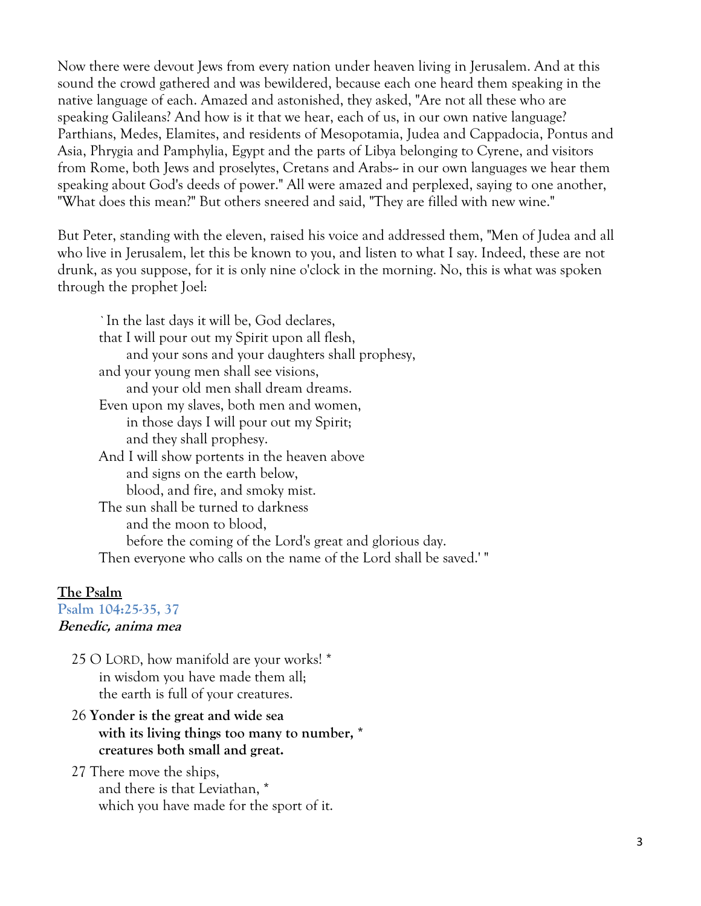Now there were devout Jews from every nation under heaven living in Jerusalem. And at this sound the crowd gathered and was bewildered, because each one heard them speaking in the native language of each. Amazed and astonished, they asked, "Are not all these who are speaking Galileans? And how is it that we hear, each of us, in our own native language? Parthians, Medes, Elamites, and residents of Mesopotamia, Judea and Cappadocia, Pontus and Asia, Phrygia and Pamphylia, Egypt and the parts of Libya belonging to Cyrene, and visitors from Rome, both Jews and proselytes, Cretans and Arabs-- in our own languages we hear them speaking about God's deeds of power." All were amazed and perplexed, saying to one another, "What does this mean?" But others sneered and said, "They are filled with new wine."

But Peter, standing with the eleven, raised his voice and addressed them, "Men of Judea and all who live in Jerusalem, let this be known to you, and listen to what I say. Indeed, these are not drunk, as you suppose, for it is only nine o'clock in the morning. No, this is what was spoken through the prophet Joel:

> `In the last days it will be, God declares,
> that I will pour out my Spirit upon all flesh,
> &nbsp;&nbsp;&nbsp;&nbsp;and your sons and your daughters shall prophesy,
> and your young men shall see visions,
> &nbsp;&nbsp;&nbsp;&nbsp;and your old men shall dream dreams.
> Even upon my slaves, both men and women,
> &nbsp;&nbsp;&nbsp;&nbsp;in those days I will pour out my Spirit;
> &nbsp;&nbsp;&nbsp;&nbsp;and they shall prophesy.
> And I will show portents in the heaven above
> &nbsp;&nbsp;&nbsp;&nbsp;and signs on the earth below,
> &nbsp;&nbsp;&nbsp;&nbsp;blood, and fire, and smoky mist.
> The sun shall be turned to darkness
> &nbsp;&nbsp;&nbsp;&nbsp;and the moon to blood,
> &nbsp;&nbsp;&nbsp;&nbsp;before the coming of the Lord's great and glorious day.
> Then everyone who calls on the name of the Lord shall be saved.' "

## The Psalm

### Psalm 104:25-35, 37

***Benedic, anima mea***

25 O LORD, how manifold are your works! *
&nbsp;&nbsp;&nbsp;&nbsp;in wisdom you have made them all;
&nbsp;&nbsp;&nbsp;&nbsp;the earth is full of your creatures.

26 **Yonder is the great and wide sea**
&nbsp;&nbsp;&nbsp;&nbsp;**with its living things too many to number, ***
&nbsp;&nbsp;&nbsp;&nbsp;**creatures both small and great.**

27 There move the ships,
&nbsp;&nbsp;&nbsp;&nbsp;and there is that Leviathan, *
&nbsp;&nbsp;&nbsp;&nbsp;which you have made for the sport of it.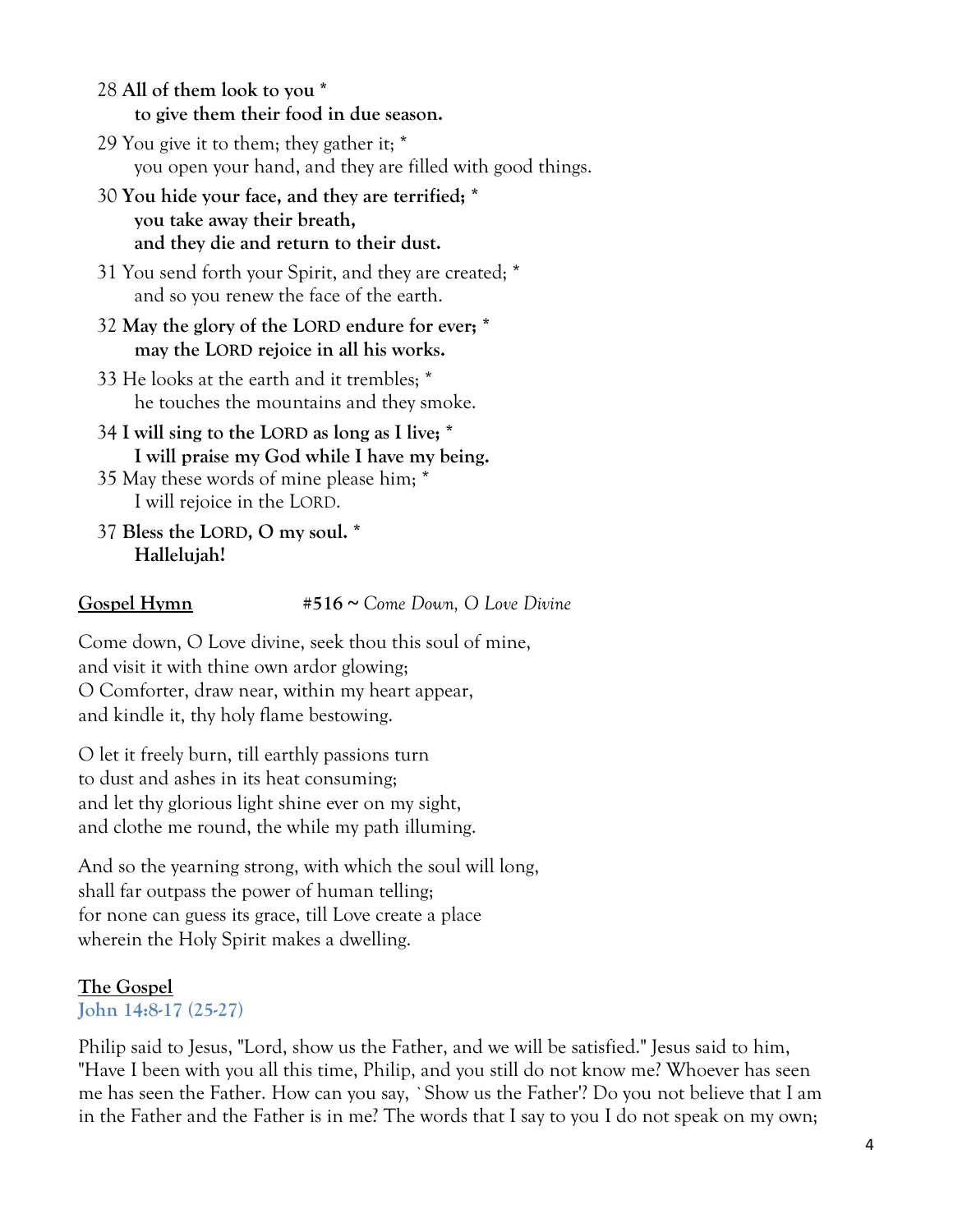28 **All of them look to you \***
**to give them their food in due season.**

29 You give it to them; they gather it; *
you open your hand, and they are filled with good things.

30 **You hide your face, and they are terrified; \***
**you take away their breath,**
**and they die and return to their dust.**

31 You send forth your Spirit, and they are created; *
and so you renew the face of the earth.

32 **May the glory of the LORD endure for ever; \***
**may the LORD rejoice in all his works.**

33 He looks at the earth and it trembles; *
he touches the mountains and they smoke.

34 **I will sing to the LORD as long as I live; \***
**I will praise my God while I have my being.**

35 May these words of mine please him; *
I will rejoice in the LORD.

37 **Bless the LORD, O my soul. \***
**Hallelujah!**

**Gospel Hymn** **#516 ~** *Come Down, O Love Divine*

Come down, O Love divine, seek thou this soul of mine,
and visit it with thine own ardor glowing;
O Comforter, draw near, within my heart appear,
and kindle it, thy holy flame bestowing.

O let it freely burn, till earthly passions turn
to dust and ashes in its heat consuming;
and let thy glorious light shine ever on my sight,
and clothe me round, the while my path illuming.

And so the yearning strong, with which the soul will long,
shall far outpass the power of human telling;
for none can guess its grace, till Love create a place
wherein the Holy Spirit makes a dwelling.

**The Gospel**
**John 14:8-17 (25-27)**

Philip said to Jesus, "Lord, show us the Father, and we will be satisfied." Jesus said to him, "Have I been with you all this time, Philip, and you still do not know me? Whoever has seen me has seen the Father. How can you say, `Show us the Father'? Do you not believe that I am in the Father and the Father is in me? The words that I say to you I do not speak on my own;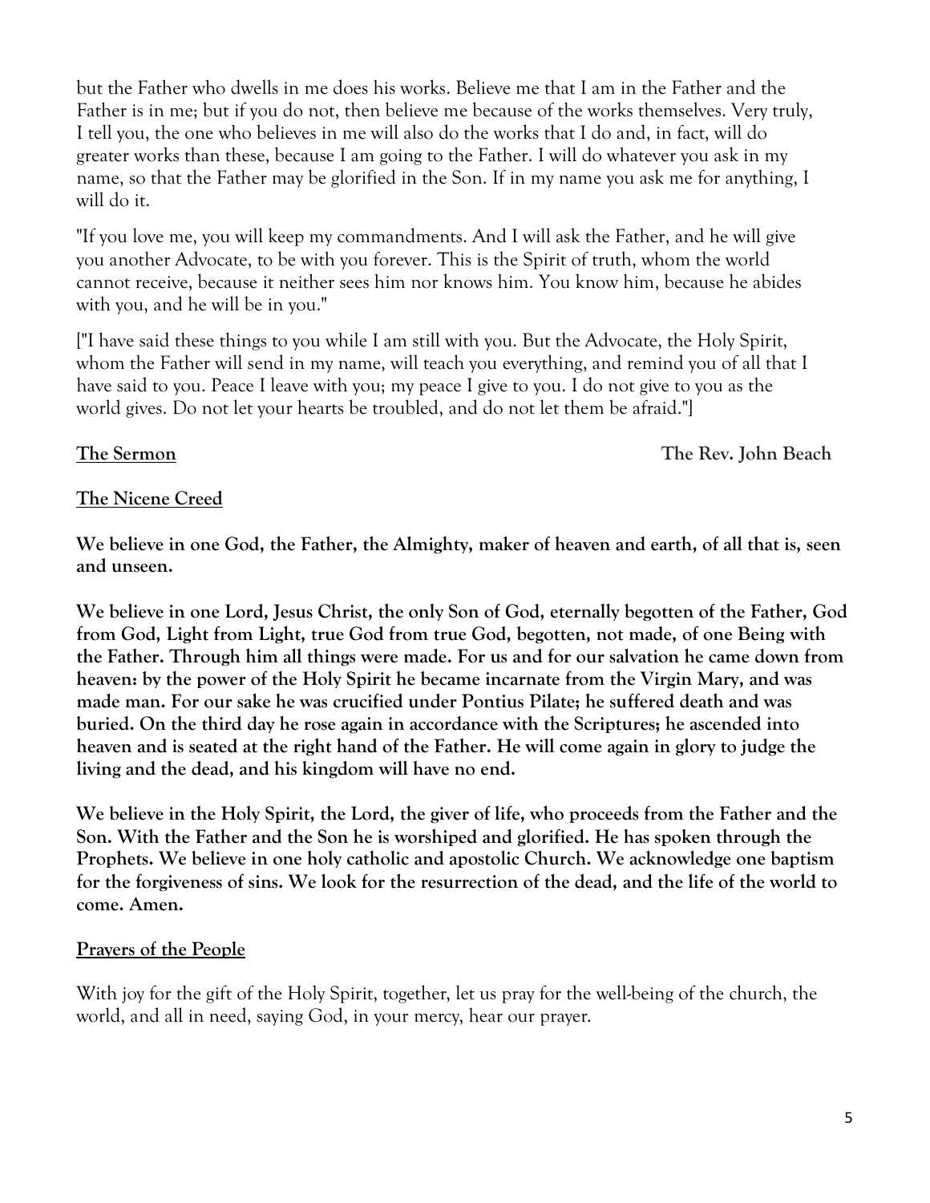but the Father who dwells in me does his works. Believe me that I am in the Father and the Father is in me; but if you do not, then believe me because of the works themselves. Very truly, I tell you, the one who believes in me will also do the works that I do and, in fact, will do greater works than these, because I am going to the Father. I will do whatever you ask in my name, so that the Father may be glorified in the Son. If in my name you ask me for anything, I will do it.

"If you love me, you will keep my commandments. And I will ask the Father, and he will give you another Advocate, to be with you forever. This is the Spirit of truth, whom the world cannot receive, because it neither sees him nor knows him. You know him, because he abides with you, and he will be in you."

["I have said these things to you while I am still with you. But the Advocate, the Holy Spirit, whom the Father will send in my name, will teach you everything, and remind you of all that I have said to you. Peace I leave with you; my peace I give to you. I do not give to you as the world gives. Do not let your hearts be troubled, and do not let them be afraid."]

**<u>The Sermon</u>** **The Rev. John Beach**

**<u>The Nicene Creed</u>**

**We believe in one God, the Father, the Almighty, maker of heaven and earth, of all that is, seen and unseen.**

**We believe in one Lord, Jesus Christ, the only Son of God, eternally begotten of the Father, God from God, Light from Light, true God from true God, begotten, not made, of one Being with the Father. Through him all things were made. For us and for our salvation he came down from heaven: by the power of the Holy Spirit he became incarnate from the Virgin Mary, and was made man. For our sake he was crucified under Pontius Pilate; he suffered death and was buried. On the third day he rose again in accordance with the Scriptures; he ascended into heaven and is seated at the right hand of the Father. He will come again in glory to judge the living and the dead, and his kingdom will have no end.**

**We believe in the Holy Spirit, the Lord, the giver of life, who proceeds from the Father and the Son. With the Father and the Son he is worshiped and glorified. He has spoken through the Prophets. We believe in one holy catholic and apostolic Church. We acknowledge one baptism for the forgiveness of sins. We look for the resurrection of the dead, and the life of the world to come. Amen.**

**<u>Prayers of the People</u>**

With joy for the gift of the Holy Spirit, together, let us pray for the well-being of the church, the world, and all in need, saying God, in your mercy, hear our prayer.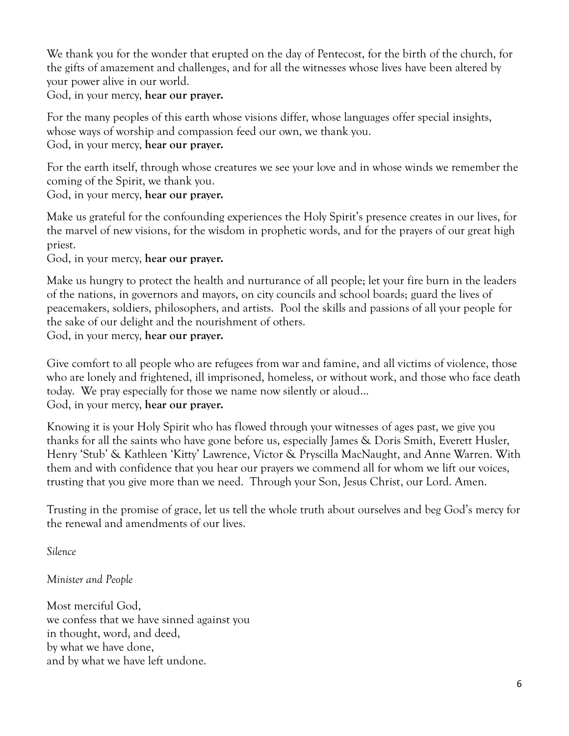We thank you for the wonder that erupted on the day of Pentecost, for the birth of the church, for the gifts of amazement and challenges, and for all the witnesses whose lives have been altered by your power alive in our world.
God, in your mercy, **hear our prayer.**

For the many peoples of this earth whose visions differ, whose languages offer special insights, whose ways of worship and compassion feed our own, we thank you.
God, in your mercy, **hear our prayer.**

For the earth itself, through whose creatures we see your love and in whose winds we remember the coming of the Spirit, we thank you.
God, in your mercy, **hear our prayer.**

Make us grateful for the confounding experiences the Holy Spirit's presence creates in our lives, for the marvel of new visions, for the wisdom in prophetic words, and for the prayers of our great high priest.
God, in your mercy, **hear our prayer.**

Make us hungry to protect the health and nurturance of all people; let your fire burn in the leaders of the nations, in governors and mayors, on city councils and school boards; guard the lives of peacemakers, soldiers, philosophers, and artists. Pool the skills and passions of all your people for the sake of our delight and the nourishment of others.
God, in your mercy, **hear our prayer.**

Give comfort to all people who are refugees from war and famine, and all victims of violence, those who are lonely and frightened, ill imprisoned, homeless, or without work, and those who face death today. We pray especially for those we name now silently or aloud…
God, in your mercy, **hear our prayer.**

Knowing it is your Holy Spirit who has flowed through your witnesses of ages past, we give you thanks for all the saints who have gone before us, especially James & Doris Smith, Everett Husler, Henry 'Stub' & Kathleen 'Kitty' Lawrence, Victor & Pryscilla MacNaught, and Anne Warren. With them and with confidence that you hear our prayers we commend all for whom we lift our voices, trusting that you give more than we need. Through your Son, Jesus Christ, our Lord. Amen.

Trusting in the promise of grace, let us tell the whole truth about ourselves and beg God's mercy for the renewal and amendments of our lives.

*Silence*

*Minister and People*

Most merciful God,
we confess that we have sinned against you
in thought, word, and deed,
by what we have done,
and by what we have left undone.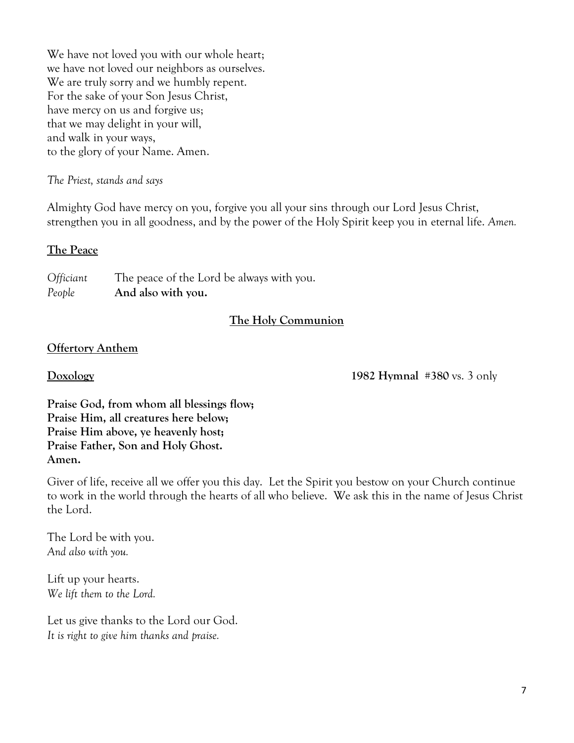We have not loved you with our whole heart;
we have not loved our neighbors as ourselves.
We are truly sorry and we humbly repent.
For the sake of your Son Jesus Christ,
have mercy on us and forgive us;
that we may delight in your will,
and walk in your ways,
to the glory of your Name. Amen.

*The Priest, stands and says*

Almighty God have mercy on you, forgive you all your sins through our Lord Jesus Christ, strengthen you in all goodness, and by the power of the Holy Spirit keep you in eternal life. *Amen.*

**The Peace**

*Officiant* The peace of the Lord be always with you.
*People* **And also with you.**

## The Holy Communion

**Offertory Anthem**

**Doxology** **1982 Hymnal #380** vs. 3 only

**Praise God, from whom all blessings flow;**
**Praise Him, all creatures here below;**
**Praise Him above, ye heavenly host;**
**Praise Father, Son and Holy Ghost.**
**Amen.**

Giver of life, receive all we offer you this day. Let the Spirit you bestow on your Church continue to work in the world through the hearts of all who believe. We ask this in the name of Jesus Christ the Lord.

The Lord be with you.
*And also with you.*

Lift up your hearts.
*We lift them to the Lord.*

Let us give thanks to the Lord our God.
*It is right to give him thanks and praise.*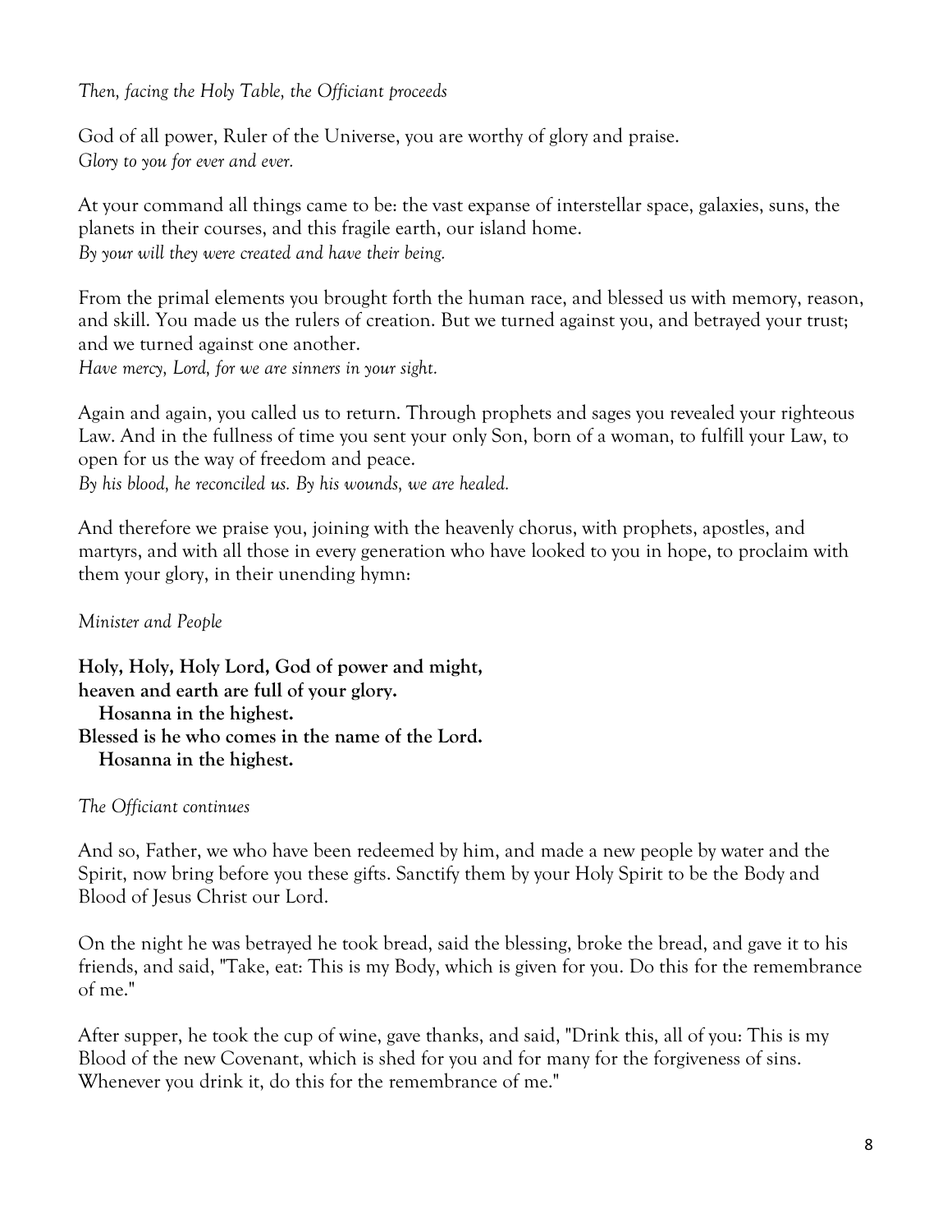*Then, facing the Holy Table, the Officiant proceeds*

God of all power, Ruler of the Universe, you are worthy of glory and praise.
*Glory to you for ever and ever.*

At your command all things came to be: the vast expanse of interstellar space, galaxies, suns, the planets in their courses, and this fragile earth, our island home.
*By your will they were created and have their being.*

From the primal elements you brought forth the human race, and blessed us with memory, reason, and skill. You made us the rulers of creation. But we turned against you, and betrayed your trust; and we turned against one another.
*Have mercy, Lord, for we are sinners in your sight.*

Again and again, you called us to return. Through prophets and sages you revealed your righteous Law. And in the fullness of time you sent your only Son, born of a woman, to fulfill your Law, to open for us the way of freedom and peace.
*By his blood, he reconciled us. By his wounds, we are healed.*

And therefore we praise you, joining with the heavenly chorus, with prophets, apostles, and martyrs, and with all those in every generation who have looked to you in hope, to proclaim with them your glory, in their unending hymn:

*Minister and People*

**Holy, Holy, Holy Lord, God of power and might,**
**heaven and earth are full of your glory.**
**Hosanna in the highest.**
**Blessed is he who comes in the name of the Lord.**
**Hosanna in the highest.**

*The Officiant continues*

And so, Father, we who have been redeemed by him, and made a new people by water and the Spirit, now bring before you these gifts. Sanctify them by your Holy Spirit to be the Body and Blood of Jesus Christ our Lord.

On the night he was betrayed he took bread, said the blessing, broke the bread, and gave it to his friends, and said, "Take, eat: This is my Body, which is given for you. Do this for the remembrance of me."

After supper, he took the cup of wine, gave thanks, and said, "Drink this, all of you: This is my Blood of the new Covenant, which is shed for you and for many for the forgiveness of sins. Whenever you drink it, do this for the remembrance of me."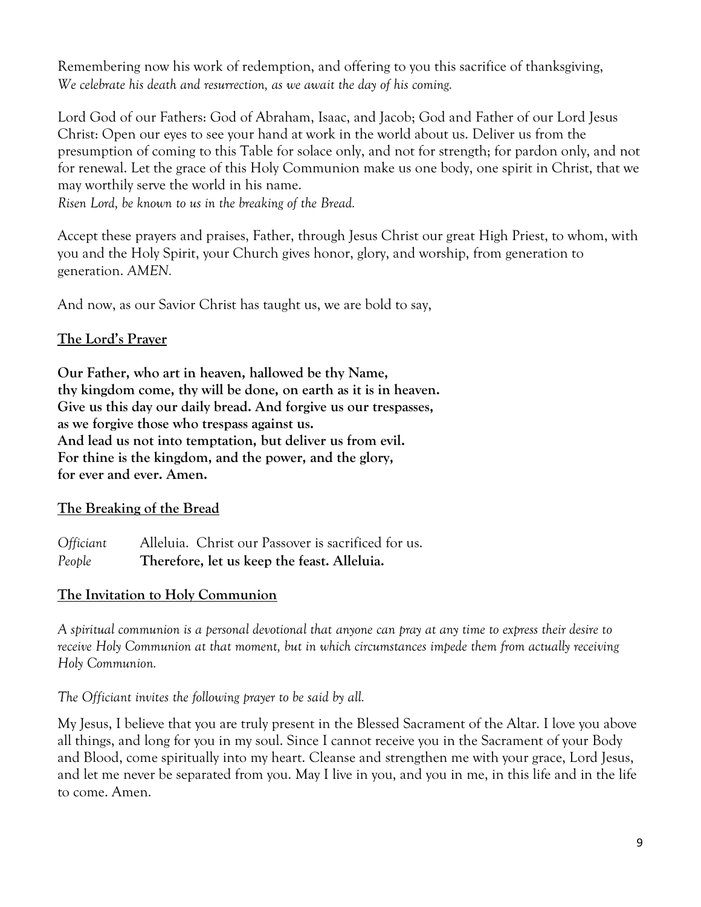Remembering now his work of redemption, and offering to you this sacrifice of thanksgiving,
*We celebrate his death and resurrection, as we await the day of his coming.*

Lord God of our Fathers: God of Abraham, Isaac, and Jacob; God and Father of our Lord Jesus Christ: Open our eyes to see your hand at work in the world about us. Deliver us from the presumption of coming to this Table for solace only, and not for strength; for pardon only, and not for renewal. Let the grace of this Holy Communion make us one body, one spirit in Christ, that we may worthily serve the world in his name.
*Risen Lord, be known to us in the breaking of the Bread.*

Accept these prayers and praises, Father, through Jesus Christ our great High Priest, to whom, with you and the Holy Spirit, your Church gives honor, glory, and worship, from generation to generation. *AMEN.*

And now, as our Savior Christ has taught us, we are bold to say,

## The Lord's Prayer

**Our Father, who art in heaven, hallowed be thy Name,**
**thy kingdom come, thy will be done, on earth as it is in heaven.**
**Give us this day our daily bread. And forgive us our trespasses,**
**as we forgive those who trespass against us.**
**And lead us not into temptation, but deliver us from evil.**
**For thine is the kingdom, and the power, and the glory,**
**for ever and ever. Amen.**

## The Breaking of the Bread

*Officiant* Alleluia. Christ our Passover is sacrificed for us.
*People* **Therefore, let us keep the feast. Alleluia.**

## The Invitation to Holy Communion

*A spiritual communion is a personal devotional that anyone can pray at any time to express their desire to receive Holy Communion at that moment, but in which circumstances impede them from actually receiving Holy Communion.*

*The Officiant invites the following prayer to be said by all.*

My Jesus, I believe that you are truly present in the Blessed Sacrament of the Altar. I love you above all things, and long for you in my soul. Since I cannot receive you in the Sacrament of your Body and Blood, come spiritually into my heart. Cleanse and strengthen me with your grace, Lord Jesus, and let me never be separated from you. May I live in you, and you in me, in this life and in the life to come. Amen.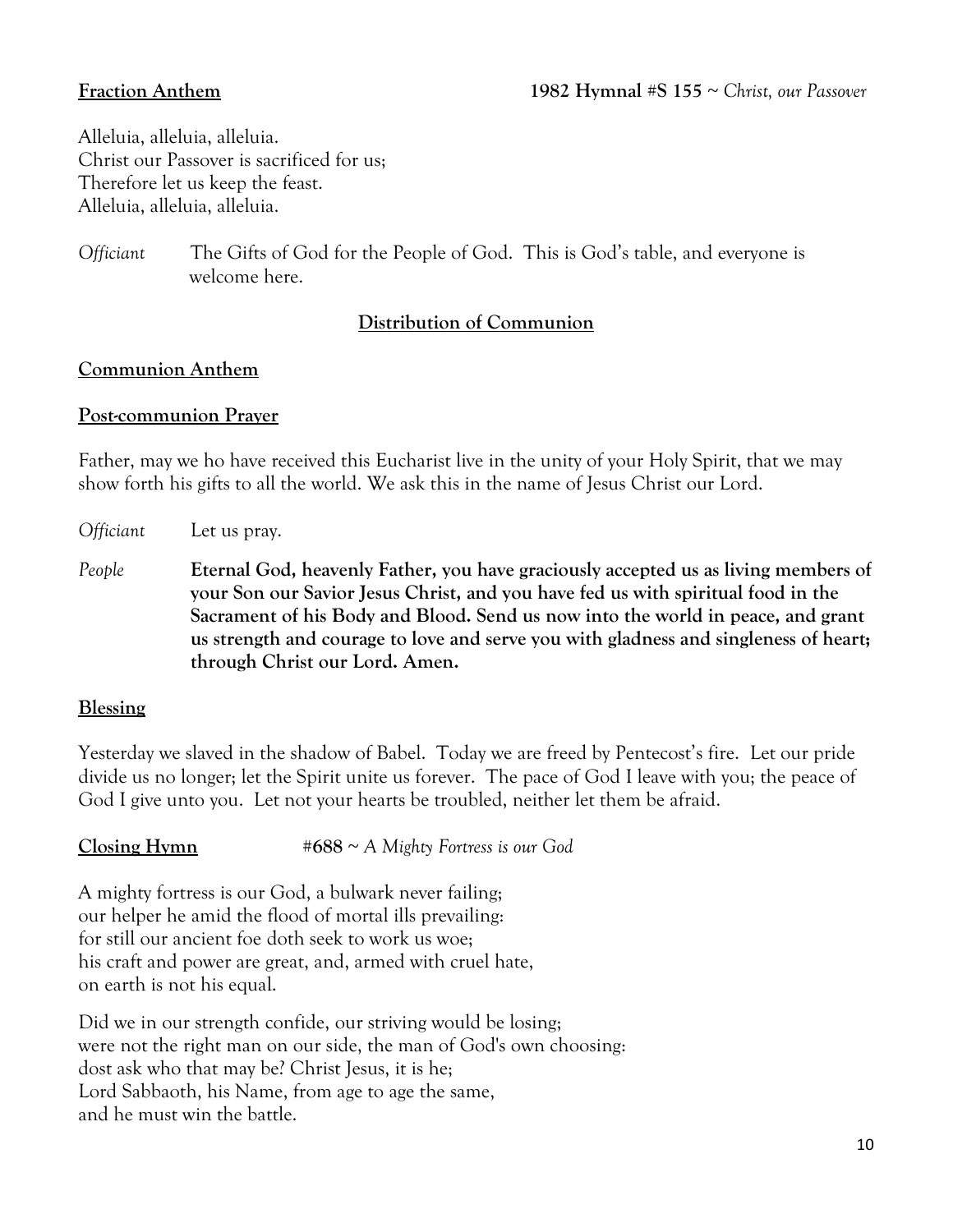**Fraction Anthem** **1982 Hymnal #S 155** ~ *Christ, our Passover*

Alleluia, alleluia, alleluia.
Christ our Passover is sacrificed for us;
Therefore let us keep the feast.
Alleluia, alleluia, alleluia.

*Officiant* The Gifts of God for the People of God. This is God's table, and everyone is welcome here.

**Distribution of Communion**

**Communion Anthem**

**Post-communion Prayer**

Father, may we ho have received this Eucharist live in the unity of your Holy Spirit, that we may show forth his gifts to all the world. We ask this in the name of Jesus Christ our Lord.

*Officiant* Let us pray.

*People* **Eternal God, heavenly Father, you have graciously accepted us as living members of your Son our Savior Jesus Christ, and you have fed us with spiritual food in the Sacrament of his Body and Blood. Send us now into the world in peace, and grant us strength and courage to love and serve you with gladness and singleness of heart; through Christ our Lord. Amen.**

**Blessing**

Yesterday we slaved in the shadow of Babel. Today we are freed by Pentecost's fire. Let our pride divide us no longer; let the Spirit unite us forever. The pace of God I leave with you; the peace of God I give unto you. Let not your hearts be troubled, neither let them be afraid.

**Closing Hymn** **#688** ~ *A Mighty Fortress is our God*

A mighty fortress is our God, a bulwark never failing;
our helper he amid the flood of mortal ills prevailing:
for still our ancient foe doth seek to work us woe;
his craft and power are great, and, armed with cruel hate,
on earth is not his equal.

Did we in our strength confide, our striving would be losing;
were not the right man on our side, the man of God's own choosing:
dost ask who that may be? Christ Jesus, it is he;
Lord Sabbaoth, his Name, from age to age the same,
and he must win the battle.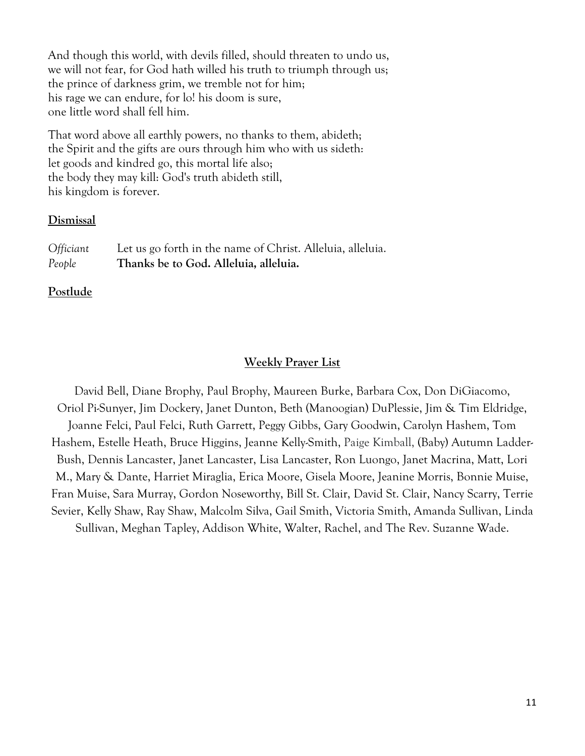And though this world, with devils filled, should threaten to undo us,
we will not fear, for God hath willed his truth to triumph through us;
the prince of darkness grim, we tremble not for him;
his rage we can endure, for lo! his doom is sure,
one little word shall fell him.

That word above all earthly powers, no thanks to them, abideth;
the Spirit and the gifts are ours through him who with us sideth:
let goods and kindred go, this mortal life also;
the body they may kill: God's truth abideth still,
his kingdom is forever.

**Dismissal**

| | |
|---|---|
| *Officiant* | Let us go forth in the name of Christ. Alleluia, alleluia. |
| *People* | **Thanks be to God. Alleluia, alleluia.** |

**Postlude**

**Weekly Prayer List**

David Bell, Diane Brophy, Paul Brophy, Maureen Burke, Barbara Cox, Don DiGiacomo, Oriol Pi-Sunyer, Jim Dockery, Janet Dunton, Beth (Manoogian) DuPlessie, Jim & Tim Eldridge, Joanne Felci, Paul Felci, Ruth Garrett, Peggy Gibbs, Gary Goodwin, Carolyn Hashem, Tom Hashem, Estelle Heath, Bruce Higgins, Jeanne Kelly-Smith, Paige Kimball, (Baby) Autumn Ladder-Bush, Dennis Lancaster, Janet Lancaster, Lisa Lancaster, Ron Luongo, Janet Macrina, Matt, Lori M., Mary & Dante, Harriet Miraglia, Erica Moore, Gisela Moore, Jeanine Morris, Bonnie Muise, Fran Muise, Sara Murray, Gordon Noseworthy, Bill St. Clair, David St. Clair, Nancy Scarry, Terrie Sevier, Kelly Shaw, Ray Shaw, Malcolm Silva, Gail Smith, Victoria Smith, Amanda Sullivan, Linda Sullivan, Meghan Tapley, Addison White, Walter, Rachel, and The Rev. Suzanne Wade.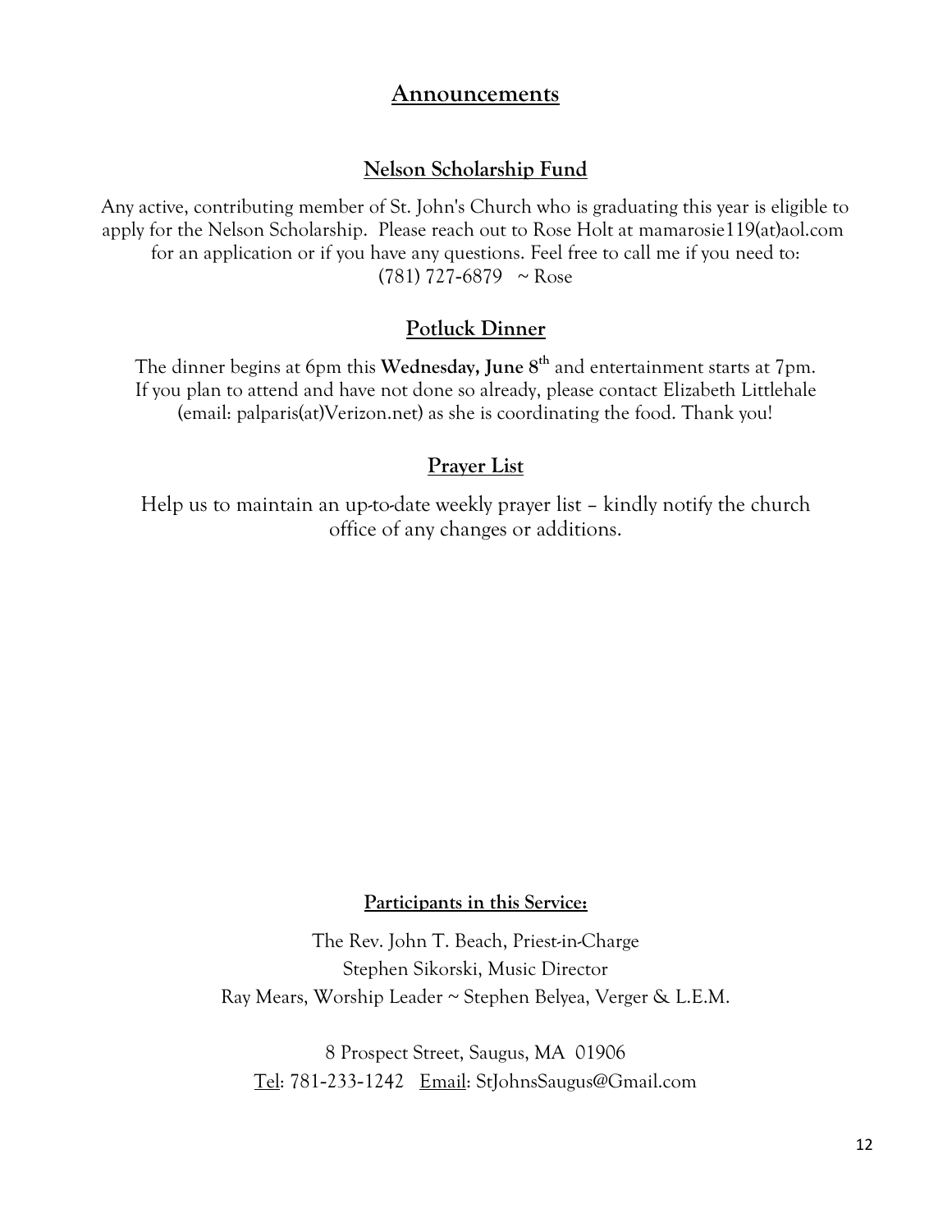# Announcements

## Nelson Scholarship Fund

Any active, contributing member of St. John's Church who is graduating this year is eligible to apply for the Nelson Scholarship. Please reach out to Rose Holt at mamarosie119(at)aol.com for an application or if you have any questions. Feel free to call me if you need to: (781) 727-6879 ~ Rose

## Potluck Dinner

The dinner begins at 6pm this **Wednesday, June 8th** and entertainment starts at 7pm. If you plan to attend and have not done so already, please contact Elizabeth Littlehale (email: palparis(at)Verizon.net) as she is coordinating the food. Thank you!

## Prayer List

Help us to maintain an up-to-date weekly prayer list – kindly notify the church office of any changes or additions.

**Participants in this Service:**

The Rev. John T. Beach, Priest-in-Charge
Stephen Sikorski, Music Director
Ray Mears, Worship Leader ~ Stephen Belyea, Verger & L.E.M.

8 Prospect Street, Saugus, MA 01906
Tel: 781-233-1242 Email: StJohnsSaugus@Gmail.com